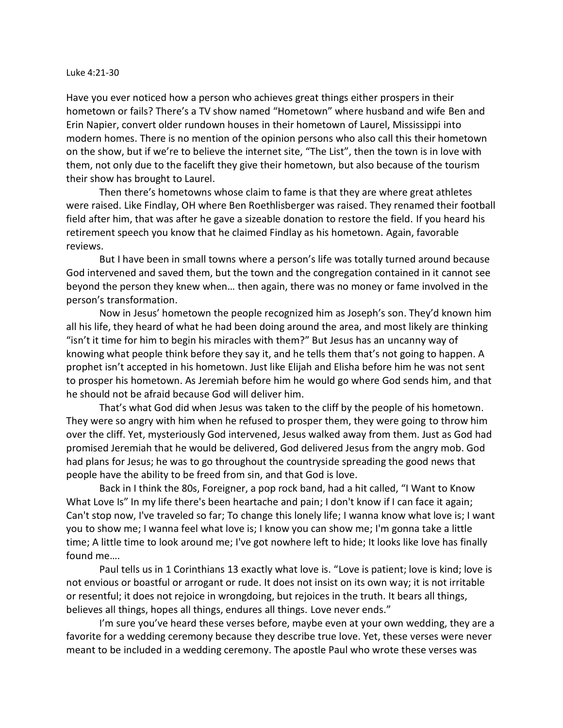Luke 4:21-30

Have you ever noticed how a person who achieves great things either prospers in their hometown or fails? There's a TV show named "Hometown" where husband and wife Ben and Erin Napier, convert older rundown houses in their hometown of Laurel, Mississippi into modern homes. There is no mention of the opinion persons who also call this their hometown on the show, but if we're to believe the internet site, "The List", then the town is in love with them, not only due to the facelift they give their hometown, but also because of the tourism their show has brought to Laurel.

Then there's hometowns whose claim to fame is that they are where great athletes were raised. Like Findlay, OH where Ben Roethlisberger was raised. They renamed their football field after him, that was after he gave a sizeable donation to restore the field. If you heard his retirement speech you know that he claimed Findlay as his hometown. Again, favorable reviews.

But I have been in small towns where a person's life was totally turned around because God intervened and saved them, but the town and the congregation contained in it cannot see beyond the person they knew when… then again, there was no money or fame involved in the person's transformation.

Now in Jesus' hometown the people recognized him as Joseph's son. They'd known him all his life, they heard of what he had been doing around the area, and most likely are thinking "isn't it time for him to begin his miracles with them?" But Jesus has an uncanny way of knowing what people think before they say it, and he tells them that's not going to happen. A prophet isn't accepted in his hometown. Just like Elijah and Elisha before him he was not sent to prosper his hometown. As Jeremiah before him he would go where God sends him, and that he should not be afraid because God will deliver him.

That's what God did when Jesus was taken to the cliff by the people of his hometown. They were so angry with him when he refused to prosper them, they were going to throw him over the cliff. Yet, mysteriously God intervened, Jesus walked away from them. Just as God had promised Jeremiah that he would be delivered, God delivered Jesus from the angry mob. God had plans for Jesus; he was to go throughout the countryside spreading the good news that people have the ability to be freed from sin, and that God is love.

Back in I think the 80s, Foreigner, a pop rock band, had a hit called, "I Want to Know What Love Is" In my life there's been heartache and pain; I don't know if I can face it again; Can't stop now, I've traveled so far; To change this lonely life; I wanna know what love is; I want you to show me; I wanna feel what love is; I know you can show me; I'm gonna take a little time; A little time to look around me; I've got nowhere left to hide; It looks like love has finally found me….

Paul tells us in 1 Corinthians 13 exactly what love is. "Love is patient; love is kind; love is not envious or boastful or arrogant or rude. It does not insist on its own way; it is not irritable or resentful; it does not rejoice in wrongdoing, but rejoices in the truth. It bears all things, believes all things, hopes all things, endures all things. Love never ends."

I'm sure you've heard these verses before, maybe even at your own wedding, they are a favorite for a wedding ceremony because they describe true love. Yet, these verses were never meant to be included in a wedding ceremony. The apostle Paul who wrote these verses was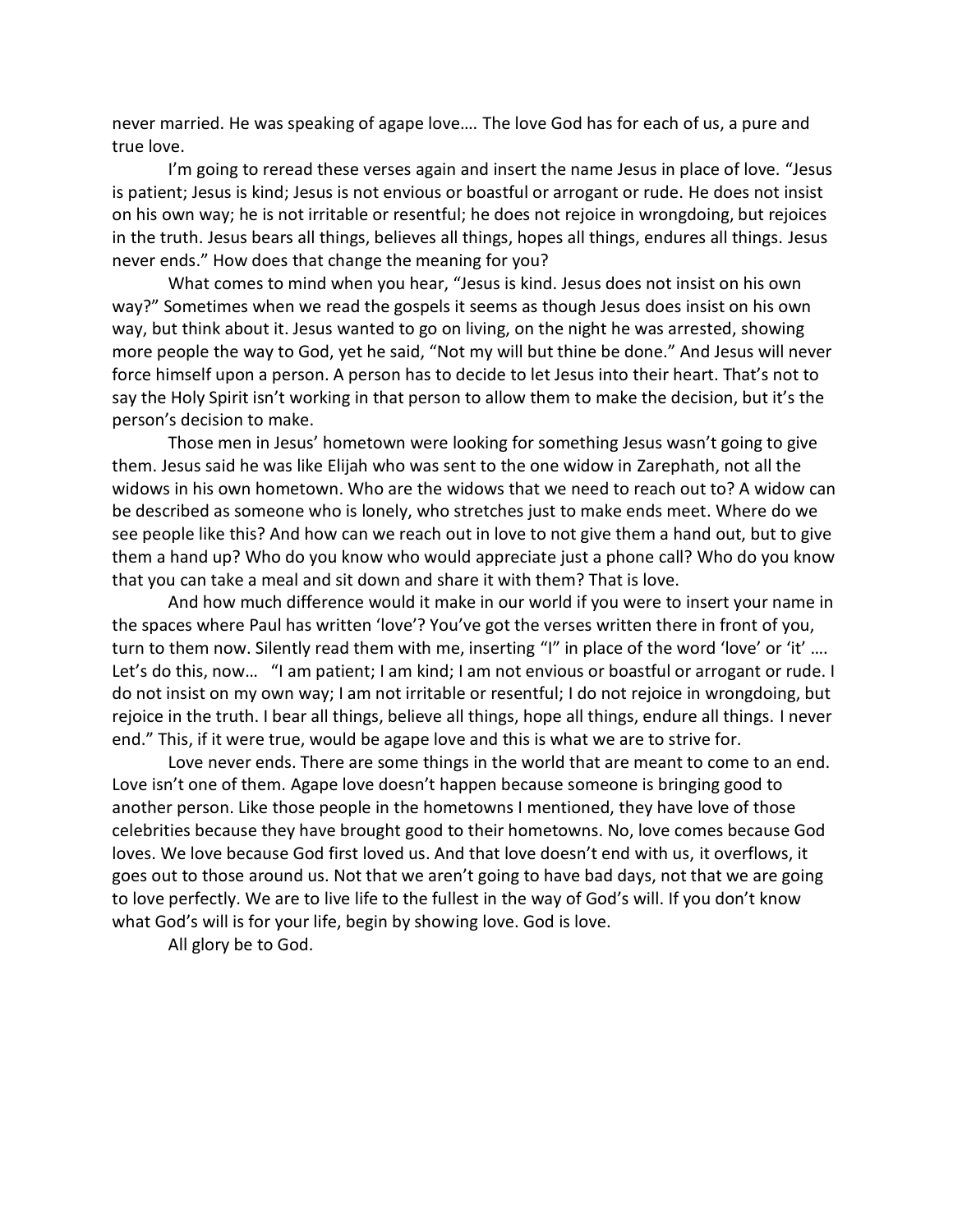never married. He was speaking of agape love…. The love God has for each of us, a pure and true love.

I'm going to reread these verses again and insert the name Jesus in place of love. "Jesus is patient; Jesus is kind; Jesus is not envious or boastful or arrogant or rude. He does not insist on his own way; he is not irritable or resentful; he does not rejoice in wrongdoing, but rejoices in the truth. Jesus bears all things, believes all things, hopes all things, endures all things. Jesus never ends." How does that change the meaning for you?

What comes to mind when you hear, "Jesus is kind. Jesus does not insist on his own way?" Sometimes when we read the gospels it seems as though Jesus does insist on his own way, but think about it. Jesus wanted to go on living, on the night he was arrested, showing more people the way to God, yet he said, "Not my will but thine be done." And Jesus will never force himself upon a person. A person has to decide to let Jesus into their heart. That's not to say the Holy Spirit isn't working in that person to allow them to make the decision, but it's the person's decision to make.

Those men in Jesus' hometown were looking for something Jesus wasn't going to give them. Jesus said he was like Elijah who was sent to the one widow in Zarephath, not all the widows in his own hometown. Who are the widows that we need to reach out to? A widow can be described as someone who is lonely, who stretches just to make ends meet. Where do we see people like this? And how can we reach out in love to not give them a hand out, but to give them a hand up? Who do you know who would appreciate just a phone call? Who do you know that you can take a meal and sit down and share it with them? That is love.

And how much difference would it make in our world if you were to insert your name in the spaces where Paul has written 'love'? You've got the verses written there in front of you, turn to them now. Silently read them with me, inserting "I" in place of the word 'love' or 'it' …. Let's do this, now… "I am patient; I am kind; I am not envious or boastful or arrogant or rude. I do not insist on my own way; I am not irritable or resentful; I do not rejoice in wrongdoing, but rejoice in the truth. I bear all things, believe all things, hope all things, endure all things. I never end." This, if it were true, would be agape love and this is what we are to strive for.

Love never ends. There are some things in the world that are meant to come to an end. Love isn't one of them. Agape love doesn't happen because someone is bringing good to another person. Like those people in the hometowns I mentioned, they have love of those celebrities because they have brought good to their hometowns. No, love comes because God loves. We love because God first loved us. And that love doesn't end with us, it overflows, it goes out to those around us. Not that we aren't going to have bad days, not that we are going to love perfectly. We are to live life to the fullest in the way of God's will. If you don't know what God's will is for your life, begin by showing love. God is love.

All glory be to God.